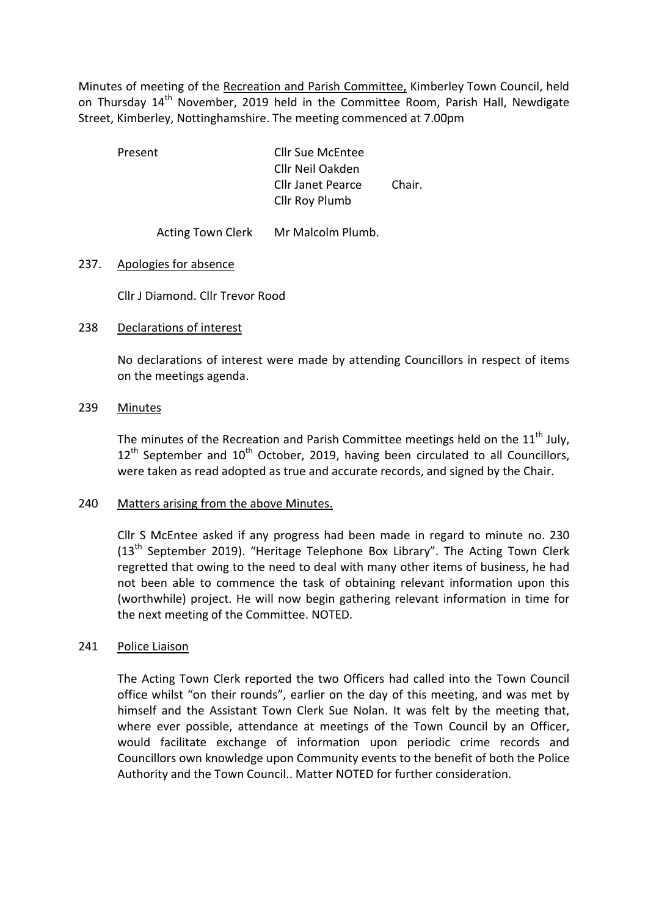Minutes of meeting of the Recreation and Parish Committee, Kimberley Town Council, held on Thursday 14th November, 2019 held in the Committee Room, Parish Hall, Newdigate Street, Kimberley, Nottinghamshire. The meeting commenced at 7.00pm

| | | |
|---|---|---|
| Present | Cllr Sue McEntee | |
| | Cllr Neil Oakden | |
| | Cllr Janet Pearce | Chair. |
| | Cllr Roy Plumb | |
| Acting Town Clerk | Mr Malcolm Plumb. | |

237. Apologies for absence

Cllr J Diamond. Cllr Trevor Rood

238 Declarations of interest

No declarations of interest were made by attending Councillors in respect of items on the meetings agenda.

239 Minutes

The minutes of the Recreation and Parish Committee meetings held on the 11th July, 12th September and 10th October, 2019, having been circulated to all Councillors, were taken as read adopted as true and accurate records, and signed by the Chair.

240 Matters arising from the above Minutes.

Cllr S McEntee asked if any progress had been made in regard to minute no. 230 (13th September 2019). "Heritage Telephone Box Library". The Acting Town Clerk regretted that owing to the need to deal with many other items of business, he had not been able to commence the task of obtaining relevant information upon this (worthwhile) project. He will now begin gathering relevant information in time for the next meeting of the Committee. NOTED.

241 Police Liaison

The Acting Town Clerk reported the two Officers had called into the Town Council office whilst "on their rounds", earlier on the day of this meeting, and was met by himself and the Assistant Town Clerk Sue Nolan. It was felt by the meeting that, where ever possible, attendance at meetings of the Town Council by an Officer, would facilitate exchange of information upon periodic crime records and Councillors own knowledge upon Community events to the benefit of both the Police Authority and the Town Council.. Matter NOTED for further consideration.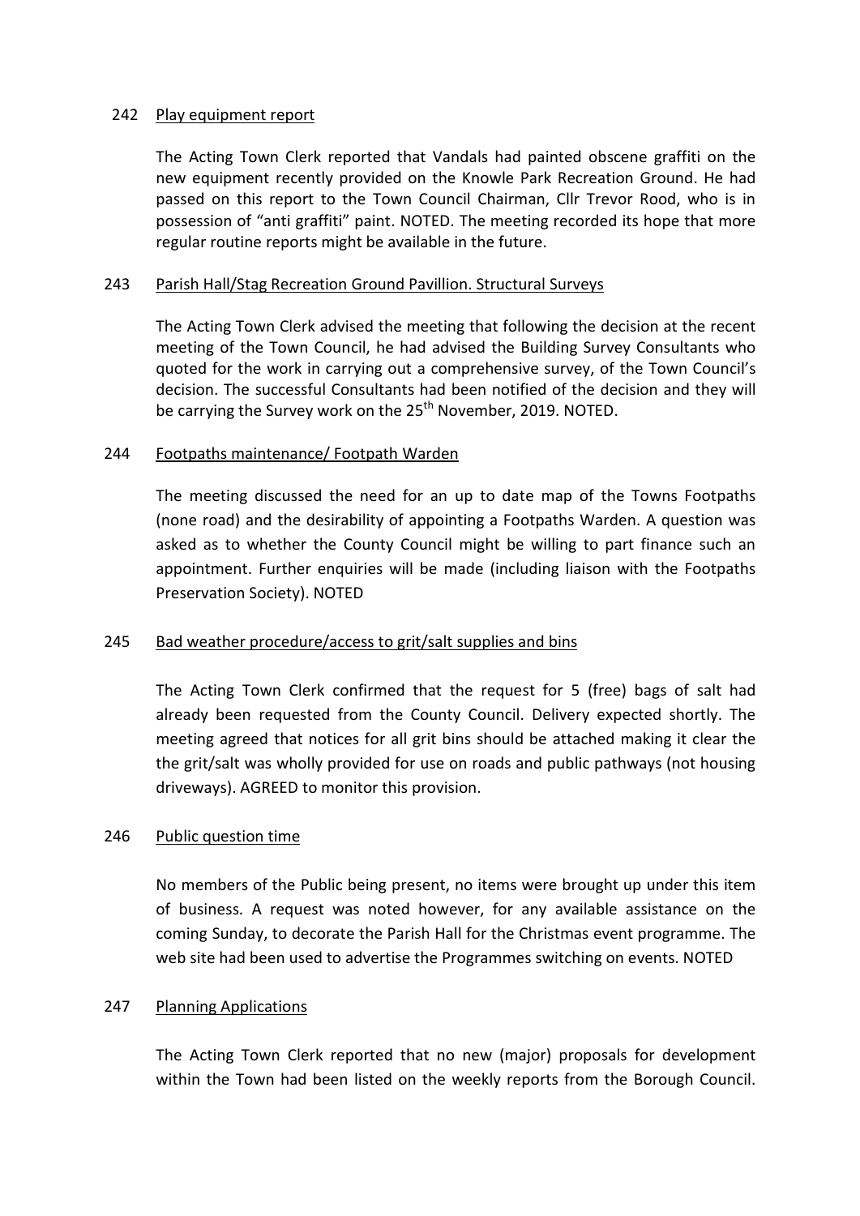242 Play equipment report

The Acting Town Clerk reported that Vandals had painted obscene graffiti on the new equipment recently provided on the Knowle Park Recreation Ground. He had passed on this report to the Town Council Chairman, Cllr Trevor Rood, who is in possession of "anti graffiti" paint. NOTED. The meeting recorded its hope that more regular routine reports might be available in the future.

243 Parish Hall/Stag Recreation Ground Pavillion. Structural Surveys

The Acting Town Clerk advised the meeting that following the decision at the recent meeting of the Town Council, he had advised the Building Survey Consultants who quoted for the work in carrying out a comprehensive survey, of the Town Council's decision. The successful Consultants had been notified of the decision and they will be carrying the Survey work on the 25th November, 2019. NOTED.

244 Footpaths maintenance/ Footpath Warden

The meeting discussed the need for an up to date map of the Towns Footpaths (none road) and the desirability of appointing a Footpaths Warden. A question was asked as to whether the County Council might be willing to part finance such an appointment. Further enquiries will be made (including liaison with the Footpaths Preservation Society). NOTED

245 Bad weather procedure/access to grit/salt supplies and bins

The Acting Town Clerk confirmed that the request for 5 (free) bags of salt had already been requested from the County Council. Delivery expected shortly. The meeting agreed that notices for all grit bins should be attached making it clear the the grit/salt was wholly provided for use on roads and public pathways (not housing driveways). AGREED to monitor this provision.

246 Public question time

No members of the Public being present, no items were brought up under this item of business. A request was noted however, for any available assistance on the coming Sunday, to decorate the Parish Hall for the Christmas event programme. The web site had been used to advertise the Programmes switching on events. NOTED

247 Planning Applications

The Acting Town Clerk reported that no new (major) proposals for development within the Town had been listed on the weekly reports from the Borough Council.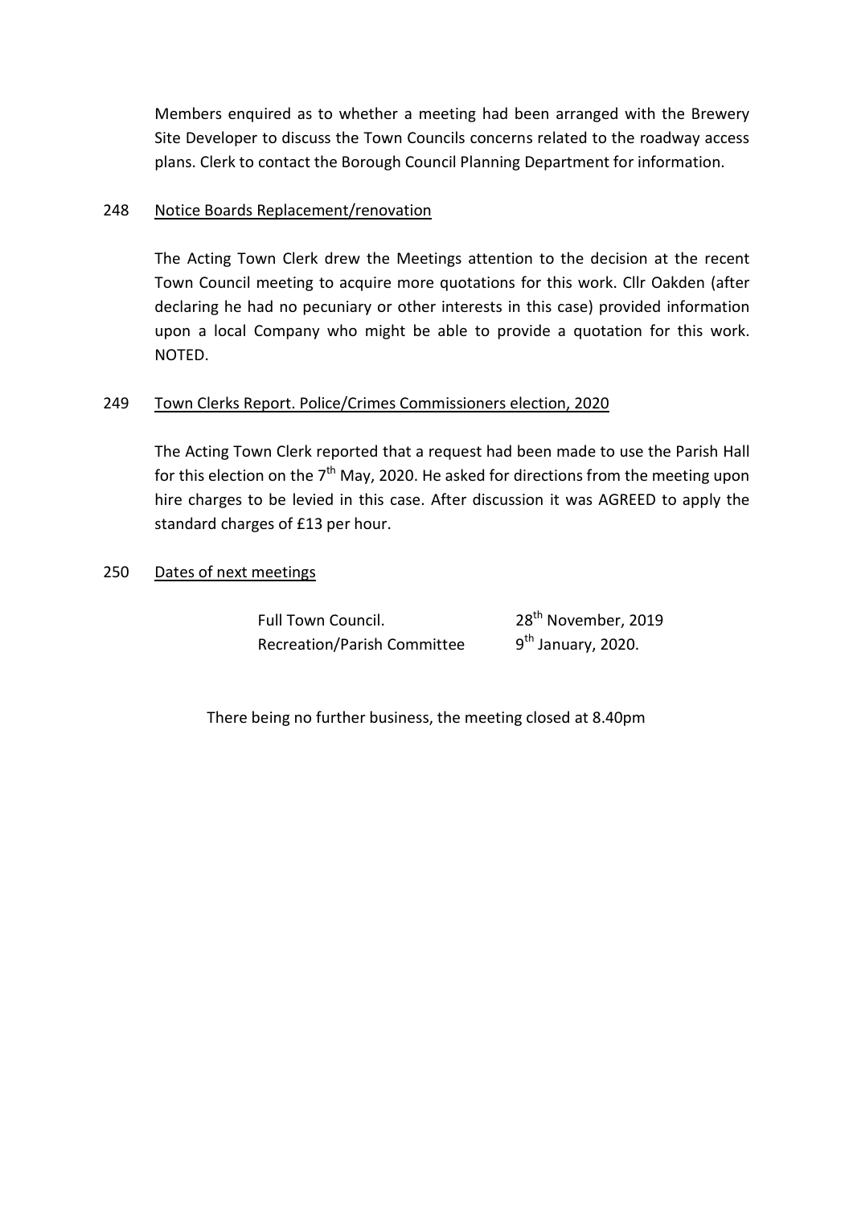Members enquired as to whether a meeting had been arranged with the Brewery Site Developer to discuss the Town Councils concerns related to the roadway access plans. Clerk to contact the Borough Council Planning Department for information.

248 Notice Boards Replacement/renovation

The Acting Town Clerk drew the Meetings attention to the decision at the recent Town Council meeting to acquire more quotations for this work. Cllr Oakden (after declaring he had no pecuniary or other interests in this case) provided information upon a local Company who might be able to provide a quotation for this work. NOTED.

249 Town Clerks Report. Police/Crimes Commissioners election, 2020

The Acting Town Clerk reported that a request had been made to use the Parish Hall for this election on the 7th May, 2020. He asked for directions from the meeting upon hire charges to be levied in this case. After discussion it was AGREED to apply the standard charges of £13 per hour.

250 Dates of next meetings

| | |
|---|---|
| Full Town Council. | 28th November, 2019 |
| Recreation/Parish Committee | 9th January, 2020. |

There being no further business, the meeting closed at 8.40pm